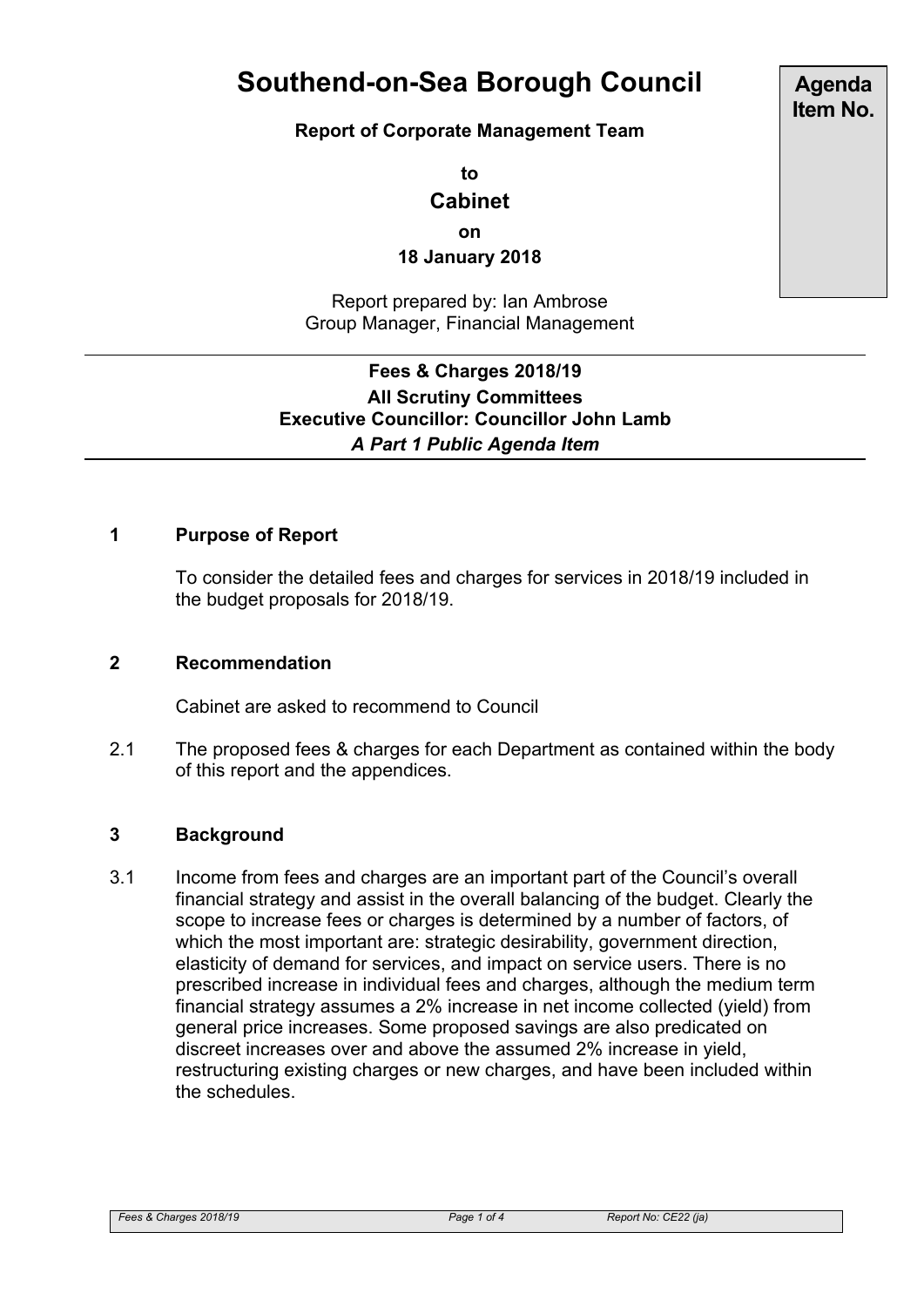# Southend-on-Sea Borough Council

**Agenda Item No.**

**Report of Corporate Management Team**

**to**

## Cabinet

**on**

**18 January 2018**

Report prepared by: Ian Ambrose
Group Manager, Financial Management

---

**Fees & Charges 2018/19**
**All Scrutiny Committees**
**Executive Councillor: Councillor John Lamb**
***A Part 1 Public Agenda Item***

---

### 1 Purpose of Report

To consider the detailed fees and charges for services in 2018/19 included in the budget proposals for 2018/19.

### 2 Recommendation

Cabinet are asked to recommend to Council

2.1 The proposed fees & charges for each Department as contained within the body of this report and the appendices.

### 3 Background

3.1 Income from fees and charges are an important part of the Council's overall financial strategy and assist in the overall balancing of the budget. Clearly the scope to increase fees or charges is determined by a number of factors, of which the most important are: strategic desirability, government direction, elasticity of demand for services, and impact on service users. There is no prescribed increase in individual fees and charges, although the medium term financial strategy assumes a 2% increase in net income collected (yield) from general price increases. Some proposed savings are also predicated on discreet increases over and above the assumed 2% increase in yield, restructuring existing charges or new charges, and have been included within the schedules.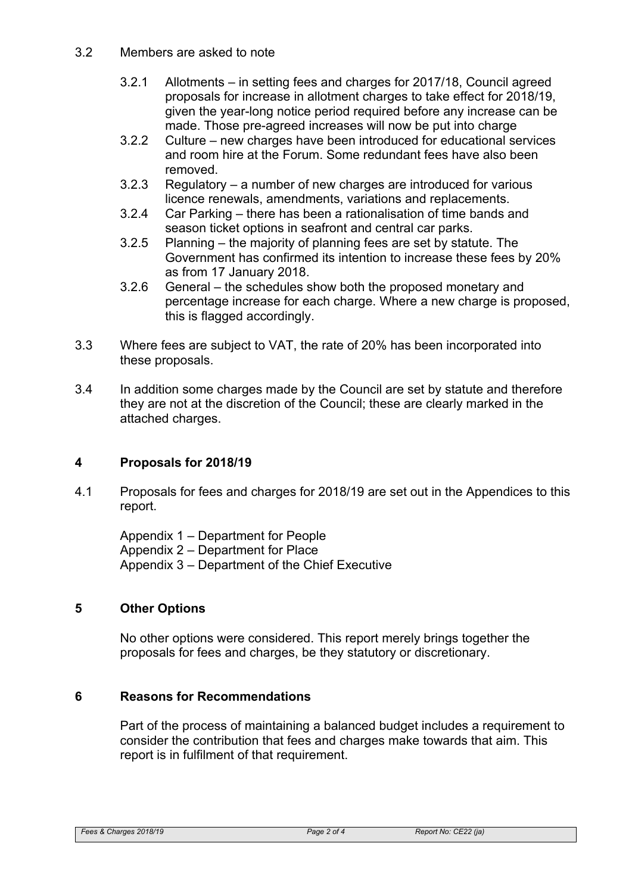3.2 Members are asked to note

3.2.1 Allotments – in setting fees and charges for 2017/18, Council agreed proposals for increase in allotment charges to take effect for 2018/19, given the year-long notice period required before any increase can be made. Those pre-agreed increases will now be put into charge

3.2.2 Culture – new charges have been introduced for educational services and room hire at the Forum. Some redundant fees have also been removed.

3.2.3 Regulatory – a number of new charges are introduced for various licence renewals, amendments, variations and replacements.

3.2.4 Car Parking – there has been a rationalisation of time bands and season ticket options in seafront and central car parks.

3.2.5 Planning – the majority of planning fees are set by statute. The Government has confirmed its intention to increase these fees by 20% as from 17 January 2018.

3.2.6 General – the schedules show both the proposed monetary and percentage increase for each charge. Where a new charge is proposed, this is flagged accordingly.

3.3 Where fees are subject to VAT, the rate of 20% has been incorporated into these proposals.

3.4 In addition some charges made by the Council are set by statute and therefore they are not at the discretion of the Council; these are clearly marked in the attached charges.

## 4 Proposals for 2018/19

4.1 Proposals for fees and charges for 2018/19 are set out in the Appendices to this report.

Appendix 1 – Department for People
Appendix 2 – Department for Place
Appendix 3 – Department of the Chief Executive

## 5 Other Options

No other options were considered. This report merely brings together the proposals for fees and charges, be they statutory or discretionary.

## 6 Reasons for Recommendations

Part of the process of maintaining a balanced budget includes a requirement to consider the contribution that fees and charges make towards that aim. This report is in fulfilment of that requirement.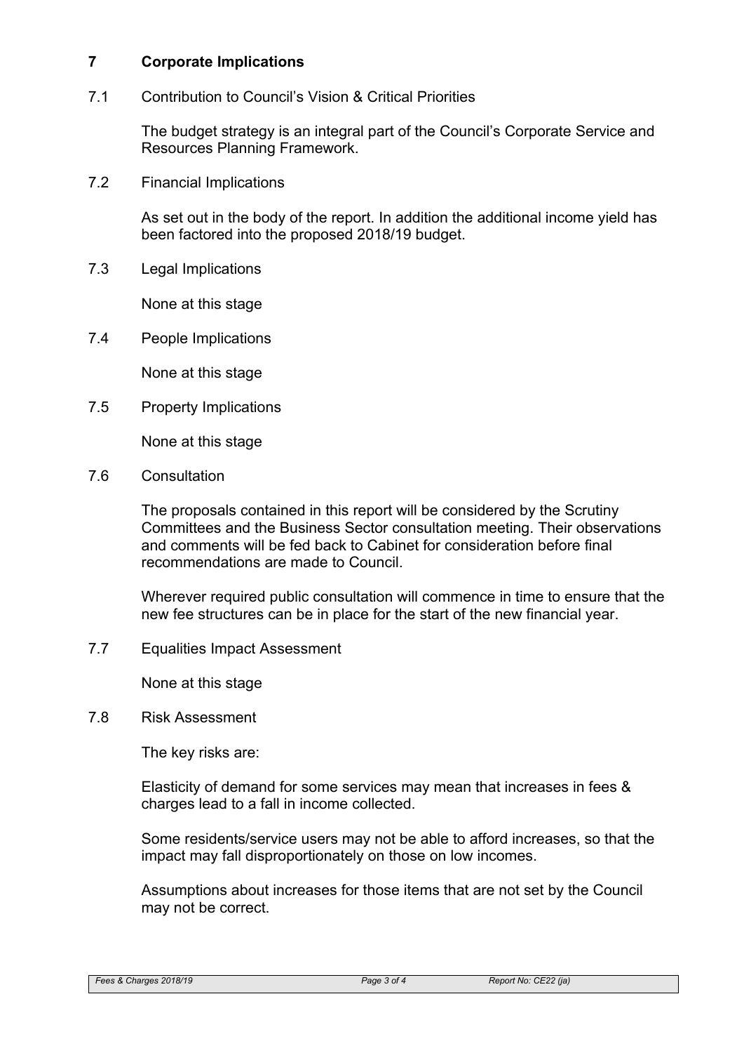## 7 Corporate Implications

### 7.1 Contribution to Council's Vision & Critical Priorities

The budget strategy is an integral part of the Council's Corporate Service and Resources Planning Framework.

### 7.2 Financial Implications

As set out in the body of the report. In addition the additional income yield has been factored into the proposed 2018/19 budget.

### 7.3 Legal Implications

None at this stage

### 7.4 People Implications

None at this stage

### 7.5 Property Implications

None at this stage

### 7.6 Consultation

The proposals contained in this report will be considered by the Scrutiny Committees and the Business Sector consultation meeting. Their observations and comments will be fed back to Cabinet for consideration before final recommendations are made to Council.

Wherever required public consultation will commence in time to ensure that the new fee structures can be in place for the start of the new financial year.

### 7.7 Equalities Impact Assessment

None at this stage

### 7.8 Risk Assessment

The key risks are:

Elasticity of demand for some services may mean that increases in fees & charges lead to a fall in income collected.

Some residents/service users may not be able to afford increases, so that the impact may fall disproportionately on those on low incomes.

Assumptions about increases for those items that are not set by the Council may not be correct.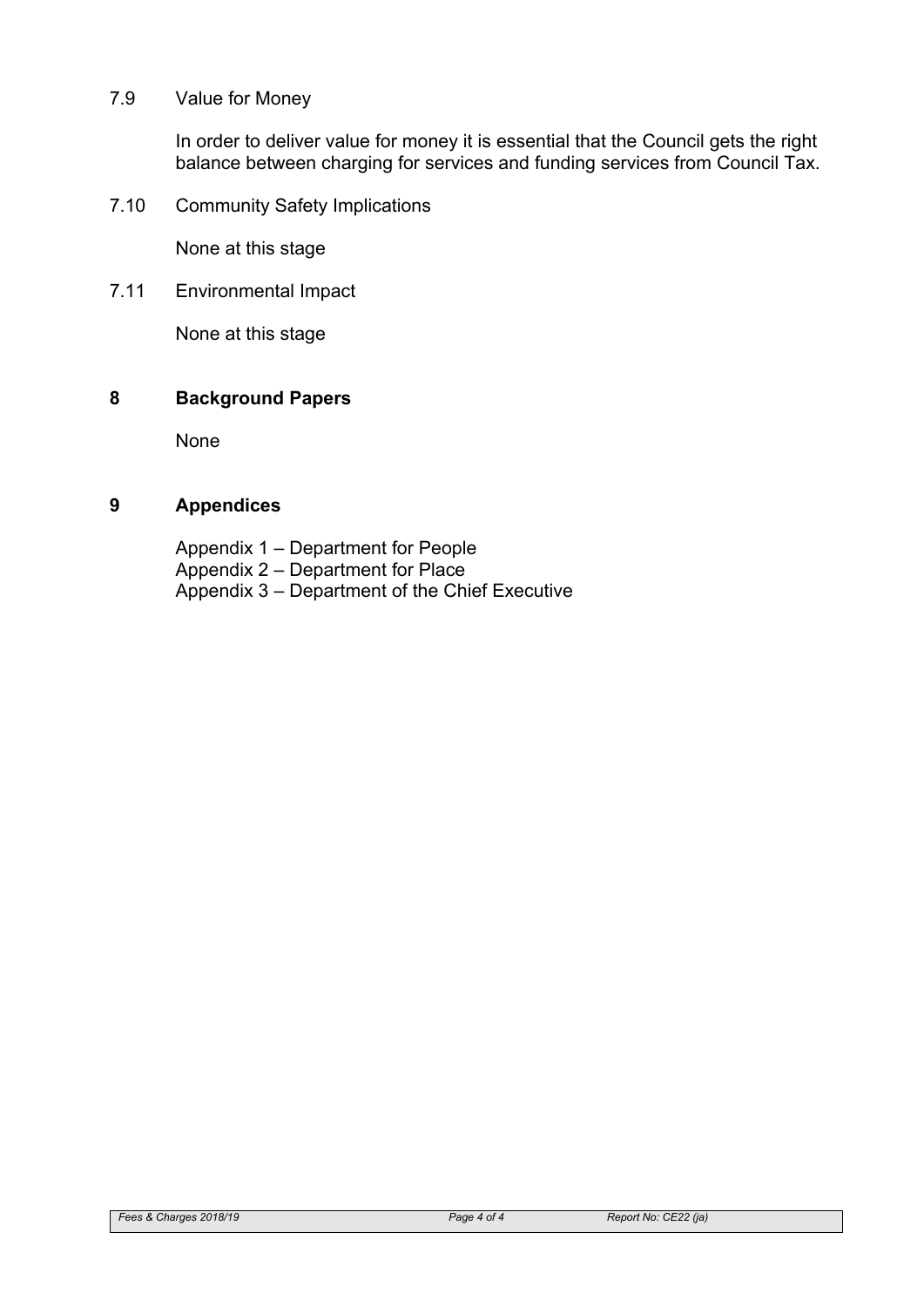7.9 Value for Money

In order to deliver value for money it is essential that the Council gets the right balance between charging for services and funding services from Council Tax.

7.10 Community Safety Implications

None at this stage

7.11 Environmental Impact

None at this stage

## 8 Background Papers

None

## 9 Appendices

Appendix 1 – Department for People
Appendix 2 – Department for Place
Appendix 3 – Department of the Chief Executive